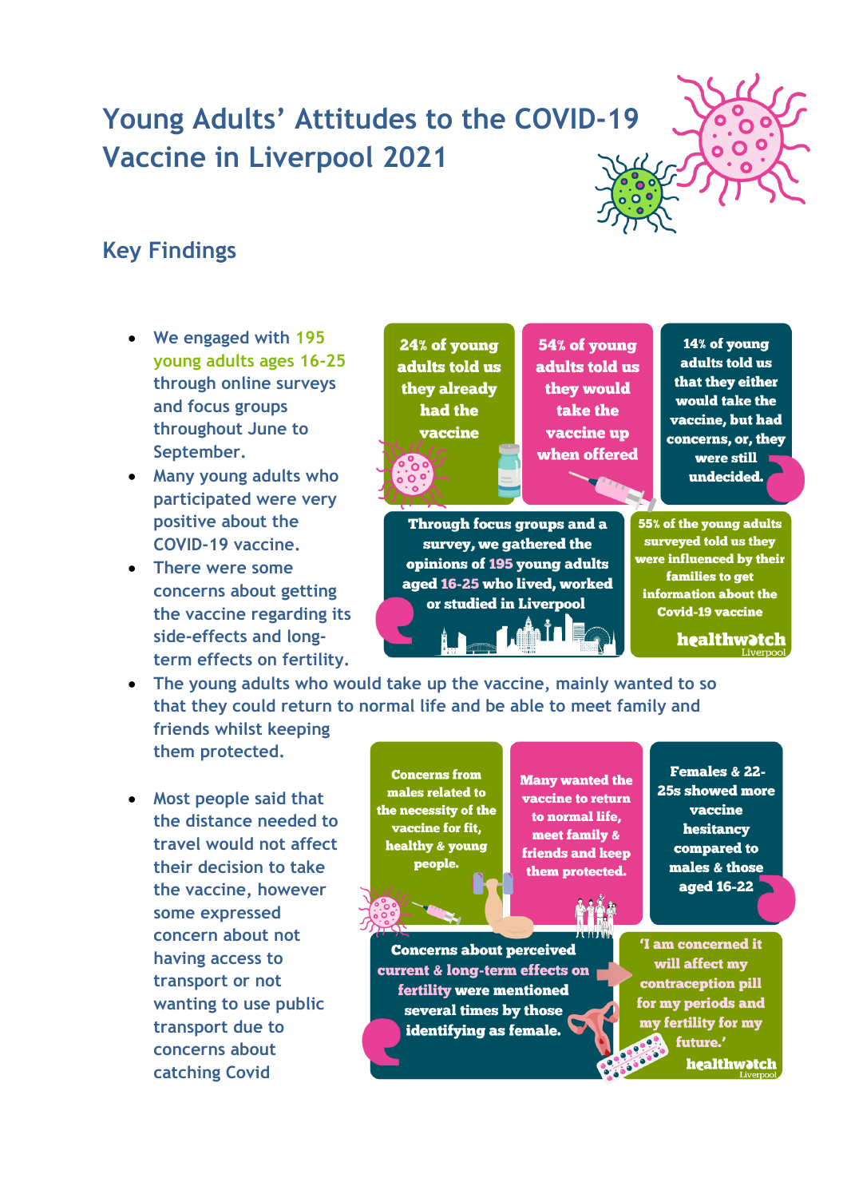# Young Adults' Attitudes to the COVID-19 Vaccine in Liverpool 2021

## Key Findings

- We engaged with 195 young adults ages 16-25 through online surveys and focus groups throughout June to September.
- Many young adults who participated were very positive about the COVID-19 vaccine.
- There were some concerns about getting the vaccine regarding its side-effects and long-term effects on fertility.
- The young adults who would take up the vaccine, mainly wanted to so that they could return to normal life and be able to meet family and friends whilst keeping them protected.
- Most people said that the distance needed to travel would not affect their decision to take the vaccine, however some expressed concern about not having access to transport or not wanting to use public transport due to concerns about catching Covid

24% of young adults told us they already had the vaccine

54% of young adults told us they would take the vaccine up when offered

14% of young adults told us that they either would take the vaccine, but had concerns, or, they were still undecided.

Through focus groups and a survey, we gathered the opinions of 195 young adults aged 16-25 who lived, worked or studied in Liverpool

55% of the young adults surveyed told us they were influenced by their families to get information about the Covid-19 vaccine

healthwatch Liverpool

Concerns from males related to the necessity of the vaccine for fit, healthy & young people.

Many wanted the vaccine to return to normal life, meet family & friends and keep them protected.

Females & 22-25s showed more vaccine hesitancy compared to males & those aged 16-22

Concerns about perceived current & long-term effects on fertility were mentioned several times by those identifying as female.

'I am concerned it will affect my contraception pill for my periods and my fertility for my future.'

healthwatch Liverpool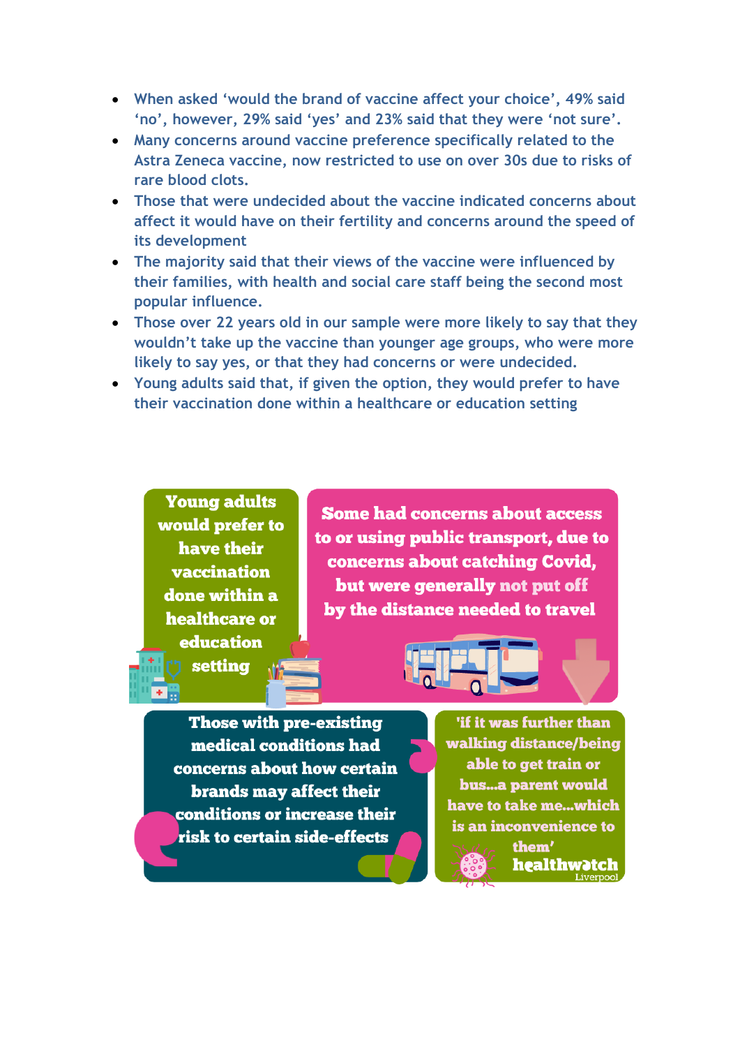- When asked 'would the brand of vaccine affect your choice', 49% said 'no', however, 29% said 'yes' and 23% said that they were 'not sure'.
- Many concerns around vaccine preference specifically related to the Astra Zeneca vaccine, now restricted to use on over 30s due to risks of rare blood clots.
- Those that were undecided about the vaccine indicated concerns about affect it would have on their fertility and concerns around the speed of its development
- The majority said that their views of the vaccine were influenced by their families, with health and social care staff being the second most popular influence.
- Those over 22 years old in our sample were more likely to say that they wouldn't take up the vaccine than younger age groups, who were more likely to say yes, or that they had concerns or were undecided.
- Young adults said that, if given the option, they would prefer to have their vaccination done within a healthcare or education setting

**Young adults would prefer to have their vaccination done within a healthcare or education setting**

**Some had concerns about access to or using public transport, due to concerns about catching Covid, but were generally not put off by the distance needed to travel**

**Those with pre-existing medical conditions had concerns about how certain brands may affect their conditions or increase their risk to certain side-effects**

**'if it was further than walking distance/being able to get train or bus...a parent would have to take me...which is an inconvenience to them'**

healthwatch Liverpool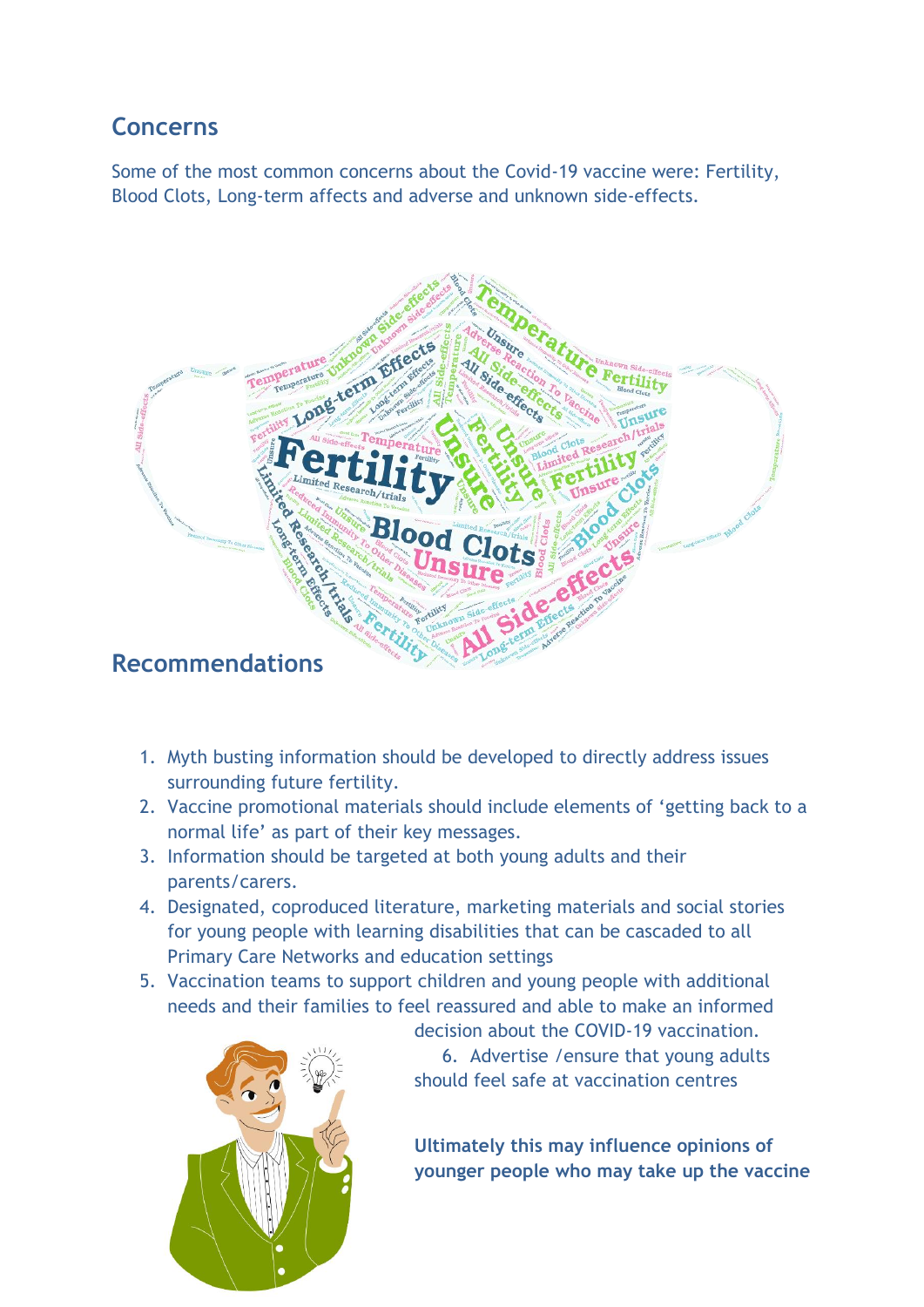## Concerns

Some of the most common concerns about the Covid-19 vaccine were: Fertility, Blood Clots, Long-term affects and adverse and unknown side-effects.

## Recommendations

1. Myth busting information should be developed to directly address issues surrounding future fertility.
2. Vaccine promotional materials should include elements of 'getting back to a normal life' as part of their key messages.
3. Information should be targeted at both young adults and their parents/carers.
4. Designated, coproduced literature, marketing materials and social stories for young people with learning disabilities that can be cascaded to all Primary Care Networks and education settings
5. Vaccination teams to support children and young people with additional needs and their families to feel reassured and able to make an informed decision about the COVID-19 vaccination.
6. Advertise /ensure that young adults should feel safe at vaccination centres

**Ultimately this may influence opinions of younger people who may take up the vaccine**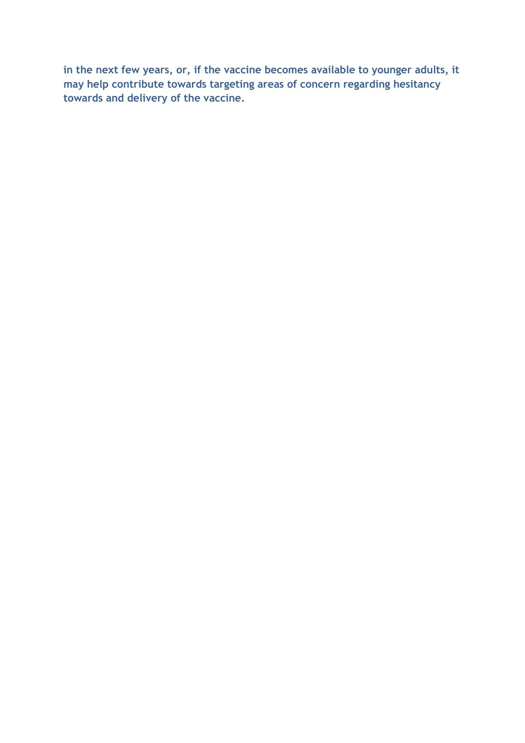**in the next few years, or, if the vaccine becomes available to younger adults, it may help contribute towards targeting areas of concern regarding hesitancy towards and delivery of the vaccine.**